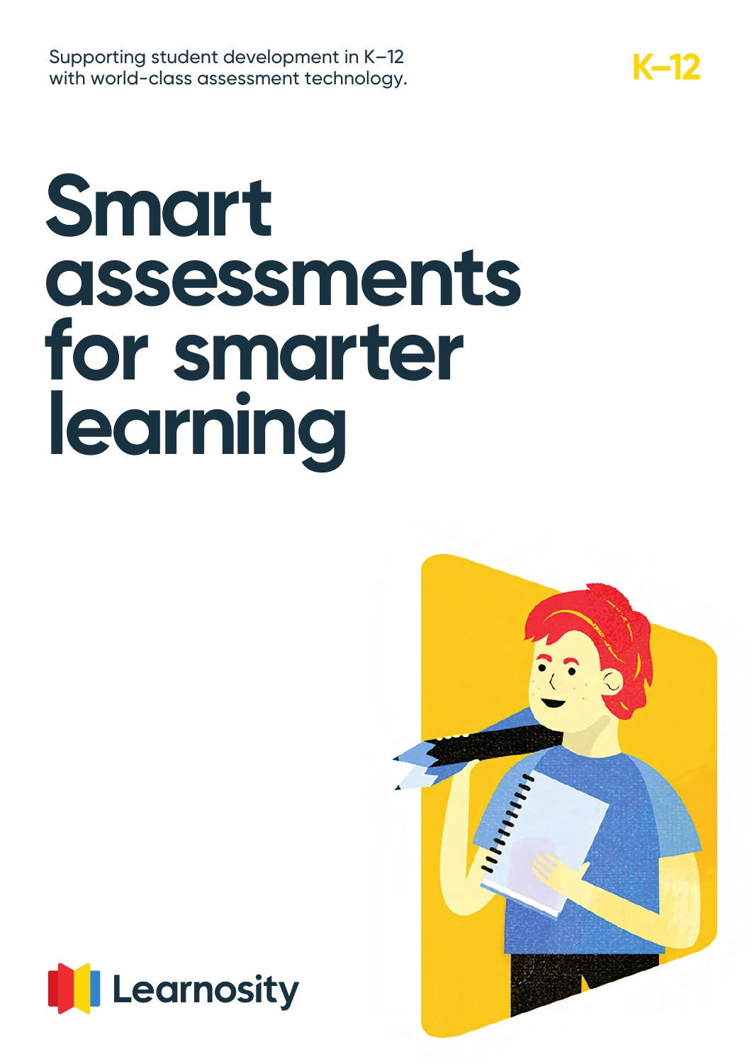Supporting student development in K–12 with world-class assessment technology.

K–12

# Smart assessments for smarter learning

Learnosity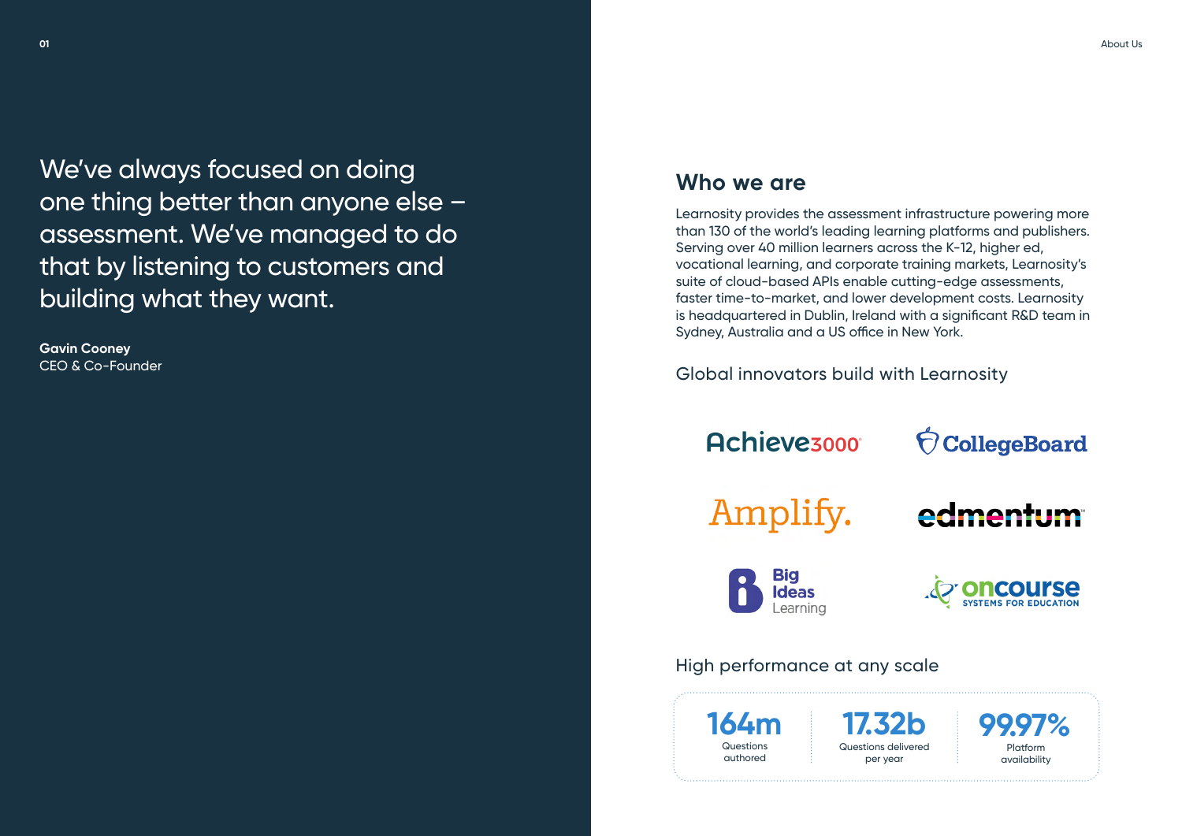> We've always focused on doing one thing better than anyone else – assessment. We've managed to do that by listening to customers and building what they want.

**Gavin Cooney**
CEO & Co-Founder

## Who we are

Learnosity provides the assessment infrastructure powering more than 130 of the world's leading learning platforms and publishers. Serving over 40 million learners across the K-12, higher ed, vocational learning, and corporate training markets, Learnosity's suite of cloud-based APIs enable cutting-edge assessments, faster time-to-market, and lower development costs. Learnosity is headquartered in Dublin, Ireland with a significant R&D team in Sydney, Australia and a US office in New York.

### Global innovators build with Learnosity

Achieve3000, CollegeBoard, Amplify., edmentum, Big Ideas Learning, oncourse Systems for Education

### High performance at any scale

| 164m | 17.32b | 99.97% |
|---|---|---|
| Questions authored | Questions delivered per year | Platform availability |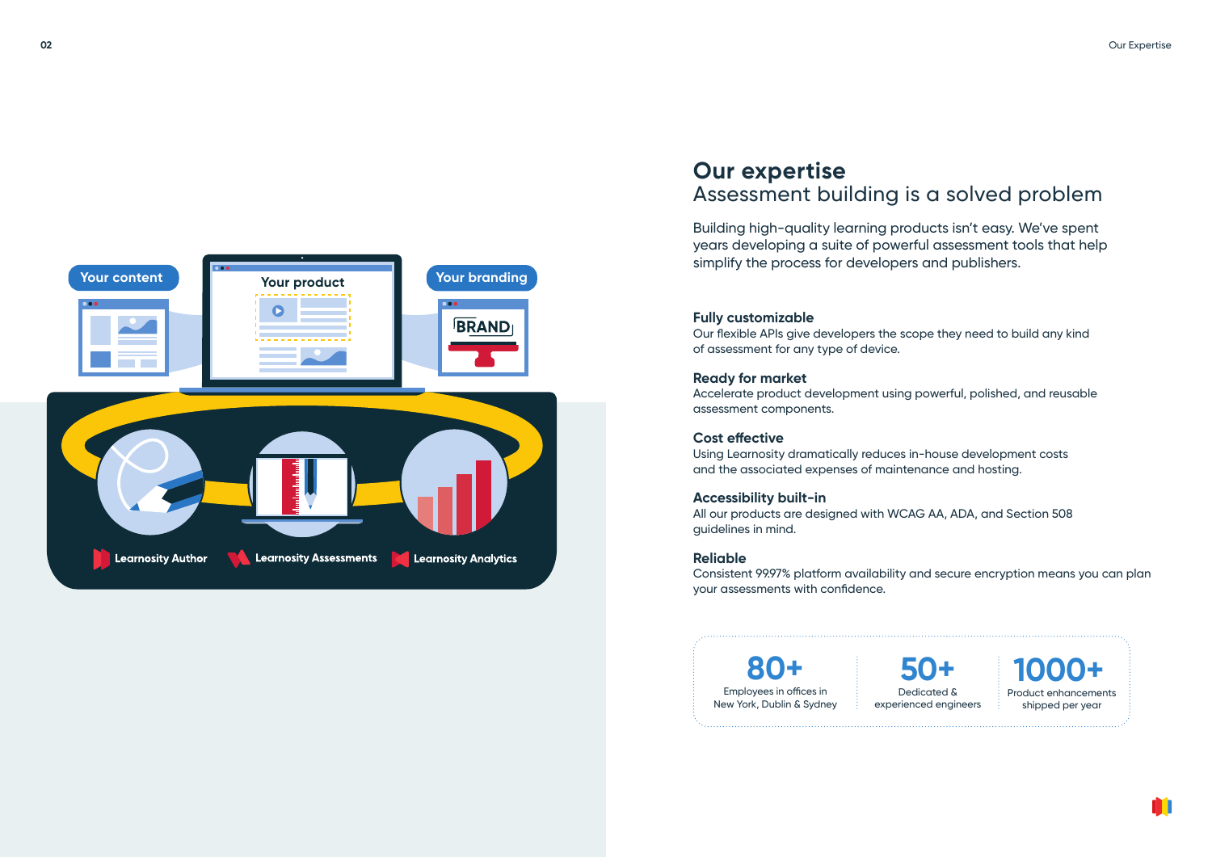# Our expertise

## Assessment building is a solved problem

Building high-quality learning products isn't easy. We've spent years developing a suite of powerful assessment tools that help simplify the process for developers and publishers.

**Fully customizable**
Our flexible APIs give developers the scope they need to build any kind of assessment for any type of device.

**Ready for market**
Accelerate product development using powerful, polished, and reusable assessment components.

**Cost effective**
Using Learnosity dramatically reduces in-house development costs and the associated expenses of maintenance and hosting.

**Accessibility built-in**
All our products are designed with WCAG AA, ADA, and Section 508 guidelines in mind.

**Reliable**
Consistent 99.97% platform availability and secure encryption means you can plan your assessments with confidence.

**80+**
Employees in offices in New York, Dublin & Sydney

**50+**
Dedicated & experienced engineers

**1000+**
Product enhancements shipped per year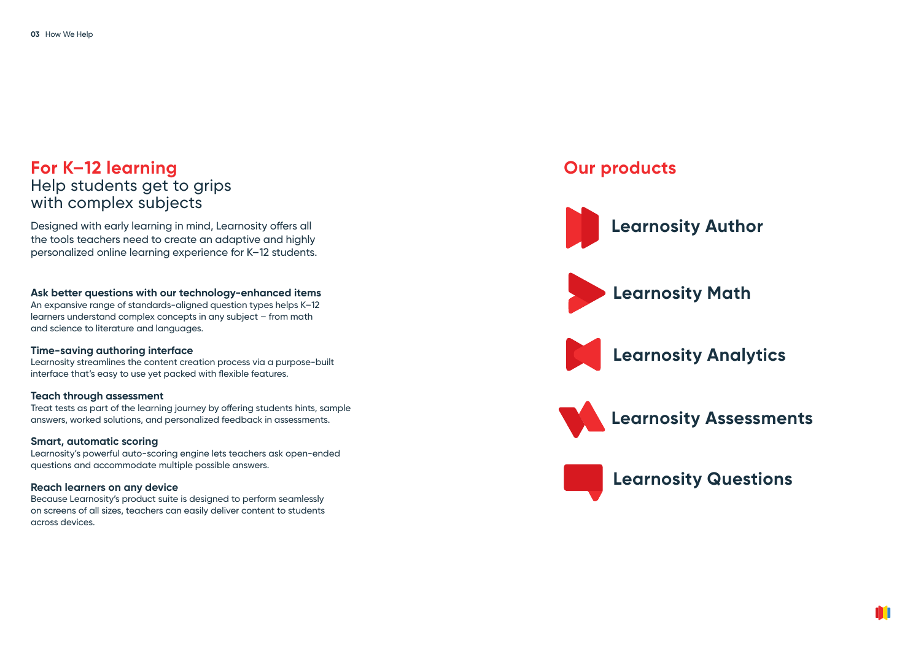## For K–12 learning
Help students get to grips with complex subjects

Designed with early learning in mind, Learnosity offers all the tools teachers need to create an adaptive and highly personalized online learning experience for K–12 students.

**Ask better questions with our technology-enhanced items**
An expansive range of standards-aligned question types helps K–12 learners understand complex concepts in any subject – from math and science to literature and languages.

**Time-saving authoring interface**
Learnosity streamlines the content creation process via a purpose-built interface that's easy to use yet packed with flexible features.

**Teach through assessment**
Treat tests as part of the learning journey by offering students hints, sample answers, worked solutions, and personalized feedback in assessments.

**Smart, automatic scoring**
Learnosity's powerful auto-scoring engine lets teachers ask open-ended questions and accommodate multiple possible answers.

**Reach learners on any device**
Because Learnosity's product suite is designed to perform seamlessly on screens of all sizes, teachers can easily deliver content to students across devices.

## Our products

**Learnosity Author**

**Learnosity Math**

**Learnosity Analytics**

**Learnosity Assessments**

**Learnosity Questions**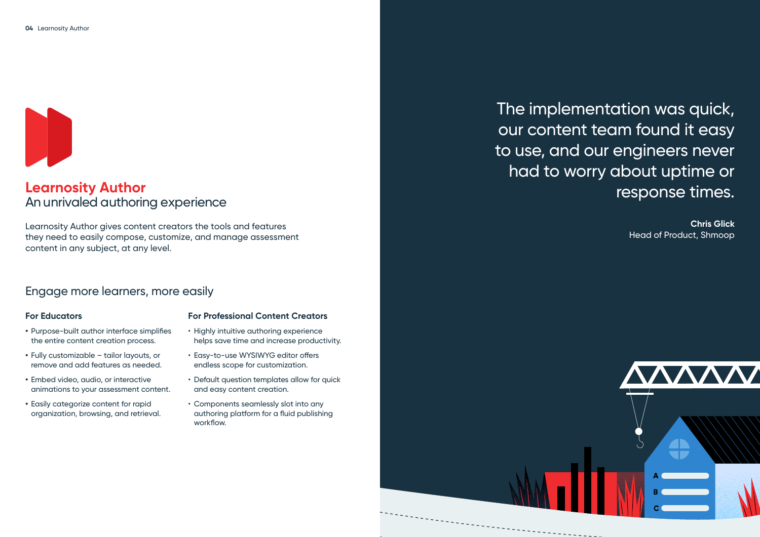# Learnosity Author

## An unrivaled authoring experience

Learnosity Author gives content creators the tools and features they need to easily compose, customize, and manage assessment content in any subject, at any level.

## Engage more learners, more easily

### For Educators

- Purpose-built author interface simplifies the entire content creation process.
- Fully customizable – tailor layouts, or remove and add features as needed.
- Embed video, audio, or interactive animations to your assessment content.
- Easily categorize content for rapid organization, browsing, and retrieval.

### For Professional Content Creators

- Highly intuitive authoring experience helps save time and increase productivity.
- Easy-to-use WYSIWYG editor offers endless scope for customization.
- Default question templates allow for quick and easy content creation.
- Components seamlessly slot into any authoring platform for a fluid publishing workflow.

> The implementation was quick, our content team found it easy to use, and our engineers never had to worry about uptime or response times.
>
> **Chris Glick**
> Head of Product, Shmoop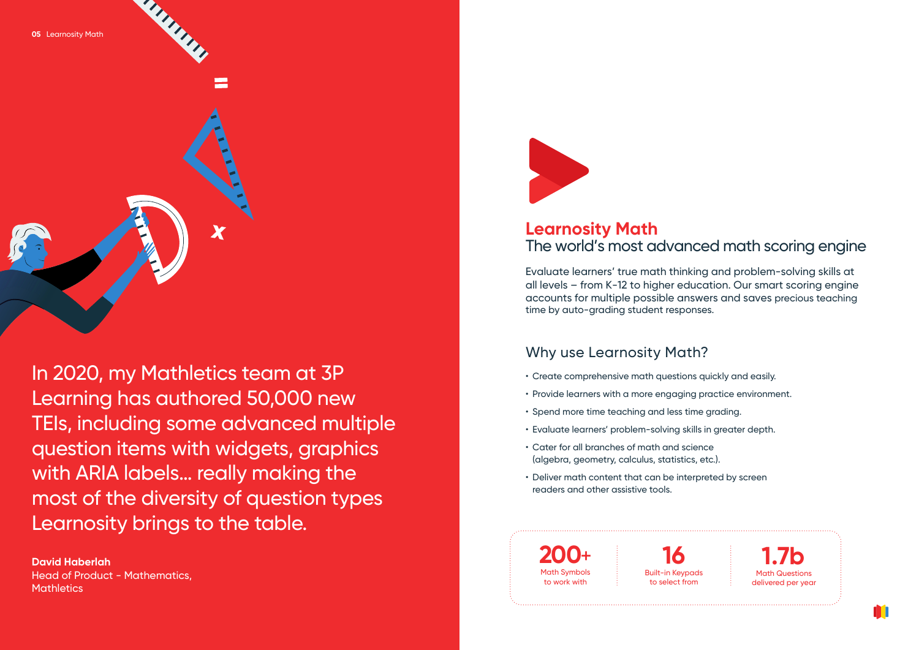In 2020, my Mathletics team at 3P Learning has authored 50,000 new TEIs, including some advanced multiple question items with widgets, graphics with ARIA labels... really making the most of the diversity of question types Learnosity brings to the table.

**David Haberlah**
Head of Product - Mathematics,
Mathletics

## Learnosity Math

### The world's most advanced math scoring engine

Evaluate learners' true math thinking and problem-solving skills at all levels – from K-12 to higher education. Our smart scoring engine accounts for multiple possible answers and saves precious teaching time by auto-grading student responses.

### Why use Learnosity Math?

- Create comprehensive math questions quickly and easily.
- Provide learners with a more engaging practice environment.
- Spend more time teaching and less time grading.
- Evaluate learners' problem-solving skills in greater depth.
- Cater for all branches of math and science (algebra, geometry, calculus, statistics, etc.).
- Deliver math content that can be interpreted by screen readers and other assistive tools.

| 200+ | 16 | 1.7b |
|---|---|---|
| Math Symbols to work with | Built-in Keypads to select from | Math Questions delivered per year |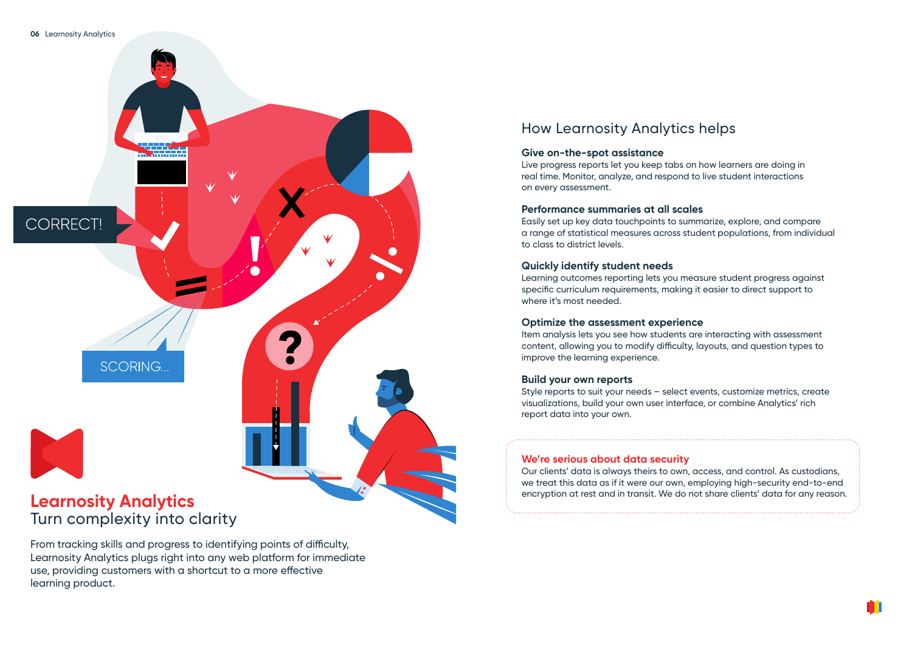# Learnosity Analytics

## Turn complexity into clarity

From tracking skills and progress to identifying points of difficulty, Learnosity Analytics plugs right into any web platform for immediate use, providing customers with a shortcut to a more effective learning product.

## How Learnosity Analytics helps

### Give on-the-spot assistance

Live progress reports let you keep tabs on how learners are doing in real time. Monitor, analyze, and respond to live student interactions on every assessment.

### Performance summaries at all scales

Easily set up key data touchpoints to summarize, explore, and compare a range of statistical measures across student populations, from individual to class to district levels.

### Quickly identify student needs

Learning outcomes reporting lets you measure student progress against specific curriculum requirements, making it easier to direct support to where it's most needed.

### Optimize the assessment experience

Item analysis lets you see how students are interacting with assessment content, allowing you to modify difficulty, layouts, and question types to improve the learning experience.

### Build your own reports

Style reports to suit your needs – select events, customize metrics, create visualizations, build your own user interface, or combine Analytics' rich report data into your own.

### We're serious about data security

Our clients' data is always theirs to own, access, and control. As custodians, we treat this data as if it were our own, employing high-security end-to-end encryption at rest and in transit. We do not share clients' data for any reason.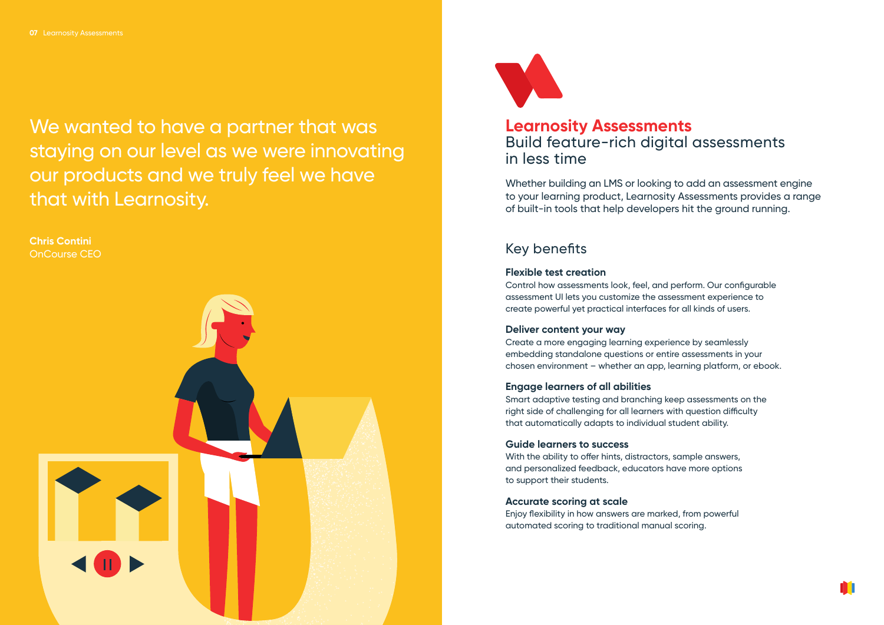> We wanted to have a partner that was staying on our level as we were innovating our products and we truly feel we have that with Learnosity.
>
> **Chris Contini**
> OnCourse CEO

# Learnosity Assessments

## Build feature-rich digital assessments in less time

Whether building an LMS or looking to add an assessment engine to your learning product, Learnosity Assessments provides a range of built-in tools that help developers hit the ground running.

## Key benefits

**Flexible test creation**
Control how assessments look, feel, and perform. Our configurable assessment UI lets you customize the assessment experience to create powerful yet practical interfaces for all kinds of users.

**Deliver content your way**
Create a more engaging learning experience by seamlessly embedding standalone questions or entire assessments in your chosen environment – whether an app, learning platform, or ebook.

**Engage learners of all abilities**
Smart adaptive testing and branching keep assessments on the right side of challenging for all learners with question difficulty that automatically adapts to individual student ability.

**Guide learners to success**
With the ability to offer hints, distractors, sample answers, and personalized feedback, educators have more options to support their students.

**Accurate scoring at scale**
Enjoy flexibility in how answers are marked, from powerful automated scoring to traditional manual scoring.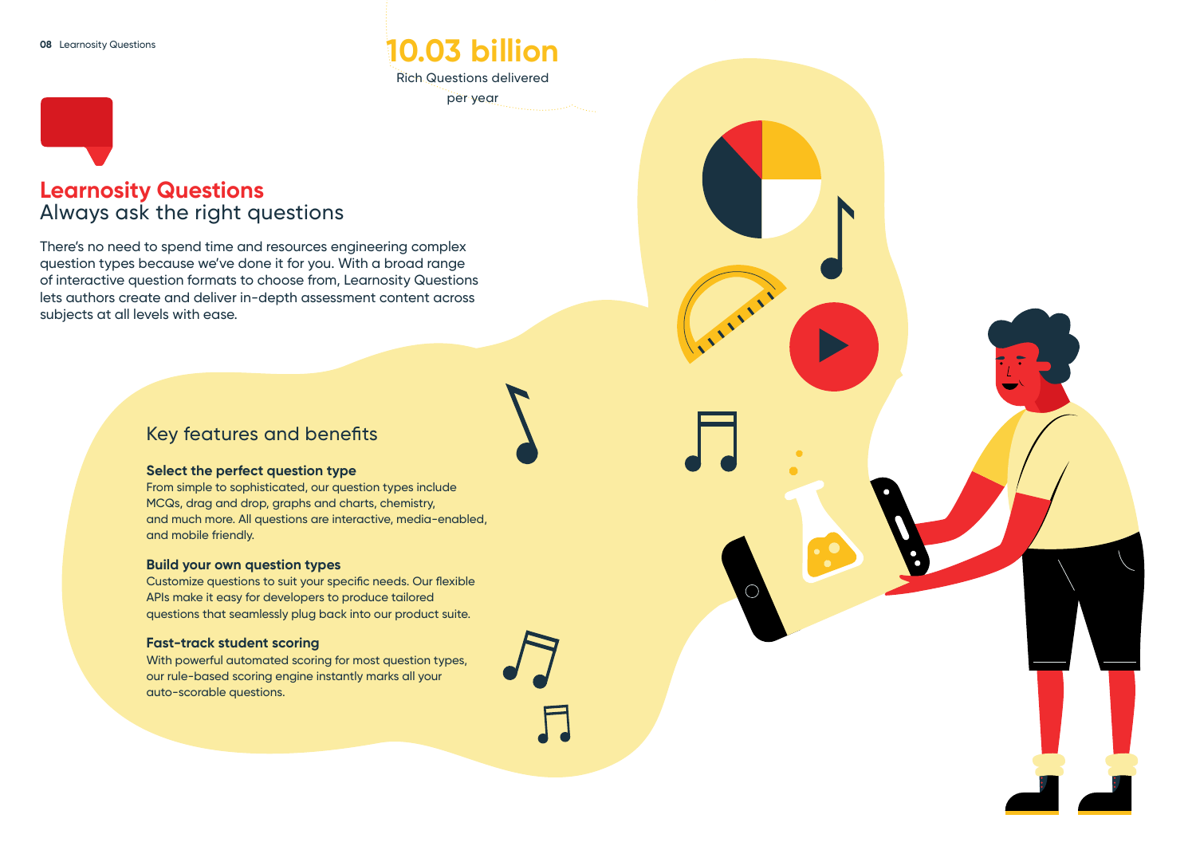**10.03 billion**
Rich Questions delivered per year

# Learnosity Questions
## Always ask the right questions

There's no need to spend time and resources engineering complex question types because we've done it for you. With a broad range of interactive question formats to choose from, Learnosity Questions lets authors create and deliver in-depth assessment content across subjects at all levels with ease.

### Key features and benefits

**Select the perfect question type**
From simple to sophisticated, our question types include MCQs, drag and drop, graphs and charts, chemistry, and much more. All questions are interactive, media-enabled, and mobile friendly.

**Build your own question types**
Customize questions to suit your specific needs. Our flexible APIs make it easy for developers to produce tailored questions that seamlessly plug back into our product suite.

**Fast-track student scoring**
With powerful automated scoring for most question types, our rule-based scoring engine instantly marks all your auto-scorable questions.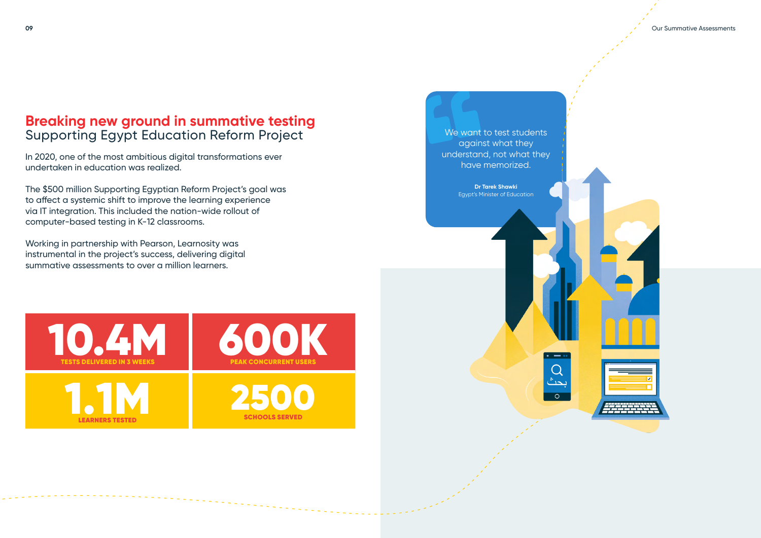# Breaking new ground in summative testing

## Supporting Egypt Education Reform Project

In 2020, one of the most ambitious digital transformations ever undertaken in education was realized.

The $500 million Supporting Egyptian Reform Project's goal was to affect a systemic shift to improve the learning experience via IT integration. This included the nation-wide rollout of computer-based testing in K-12 classrooms.

Working in partnership with Pearson, Learnosity was instrumental in the project's success, delivering digital summative assessments to over a million learners.

| | |
|---|---|
| **10.4M** TESTS DELIVERED IN 3 WEEKS | **600K** PEAK CONCURRENT USERS |
| **1.1M** LEARNERS TESTED | **2500** SCHOOLS SERVED |

> We want to test students against what they understand, not what they have memorized.
>
> **Dr Tarek Shawki**
> Egypt's Minister of Education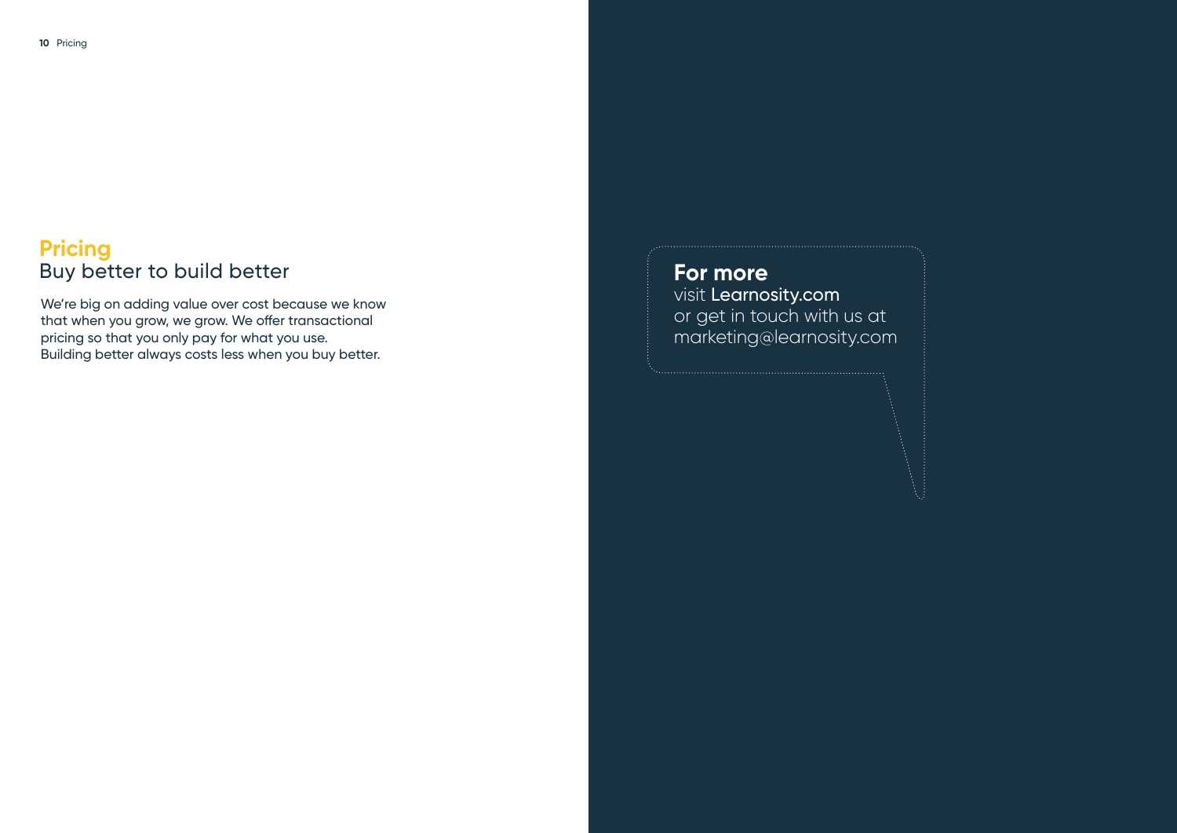## Pricing

### Buy better to build better

We're big on adding value over cost because we know that when you grow, we grow. We offer transactional pricing so that you only pay for what you use. Building better always costs less when you buy better.

**For more**
visit **Learnosity.com**
or get in touch with us at
marketing@learnosity.com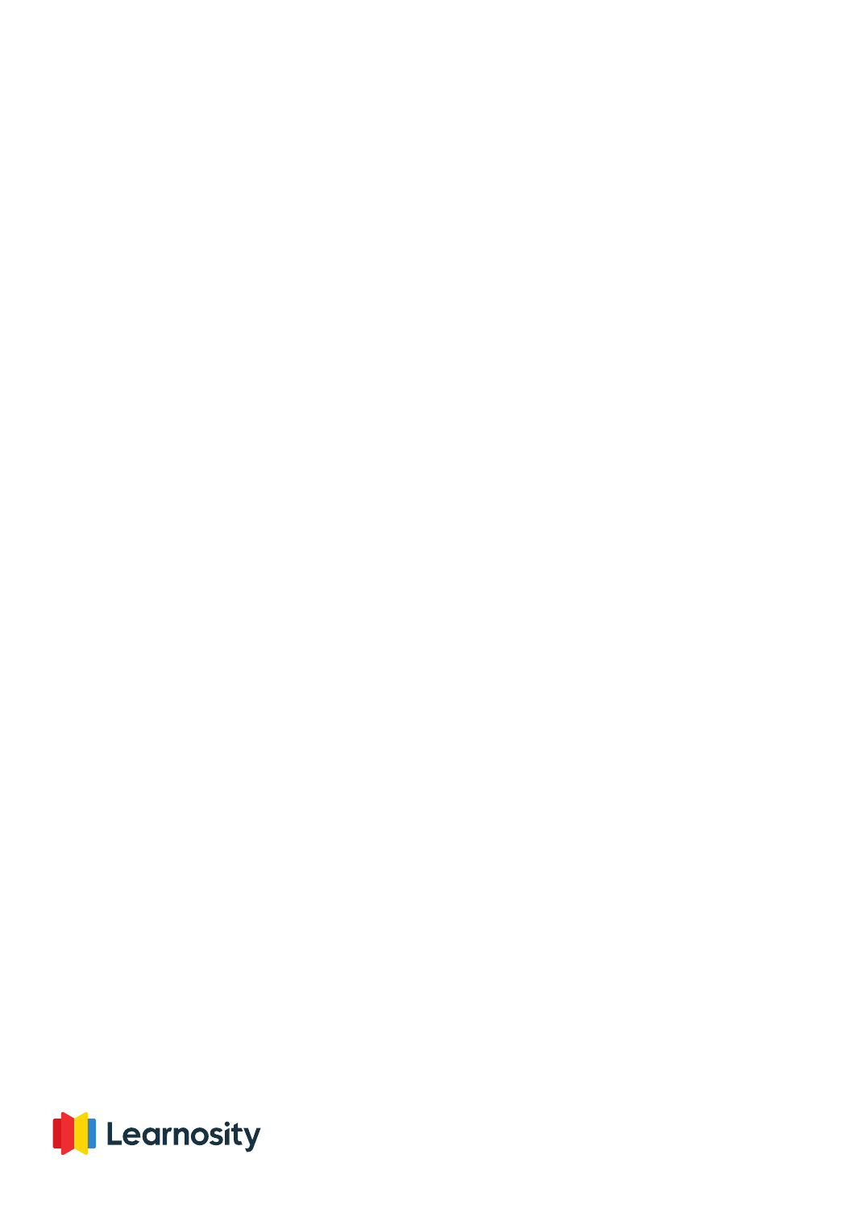Learnosity